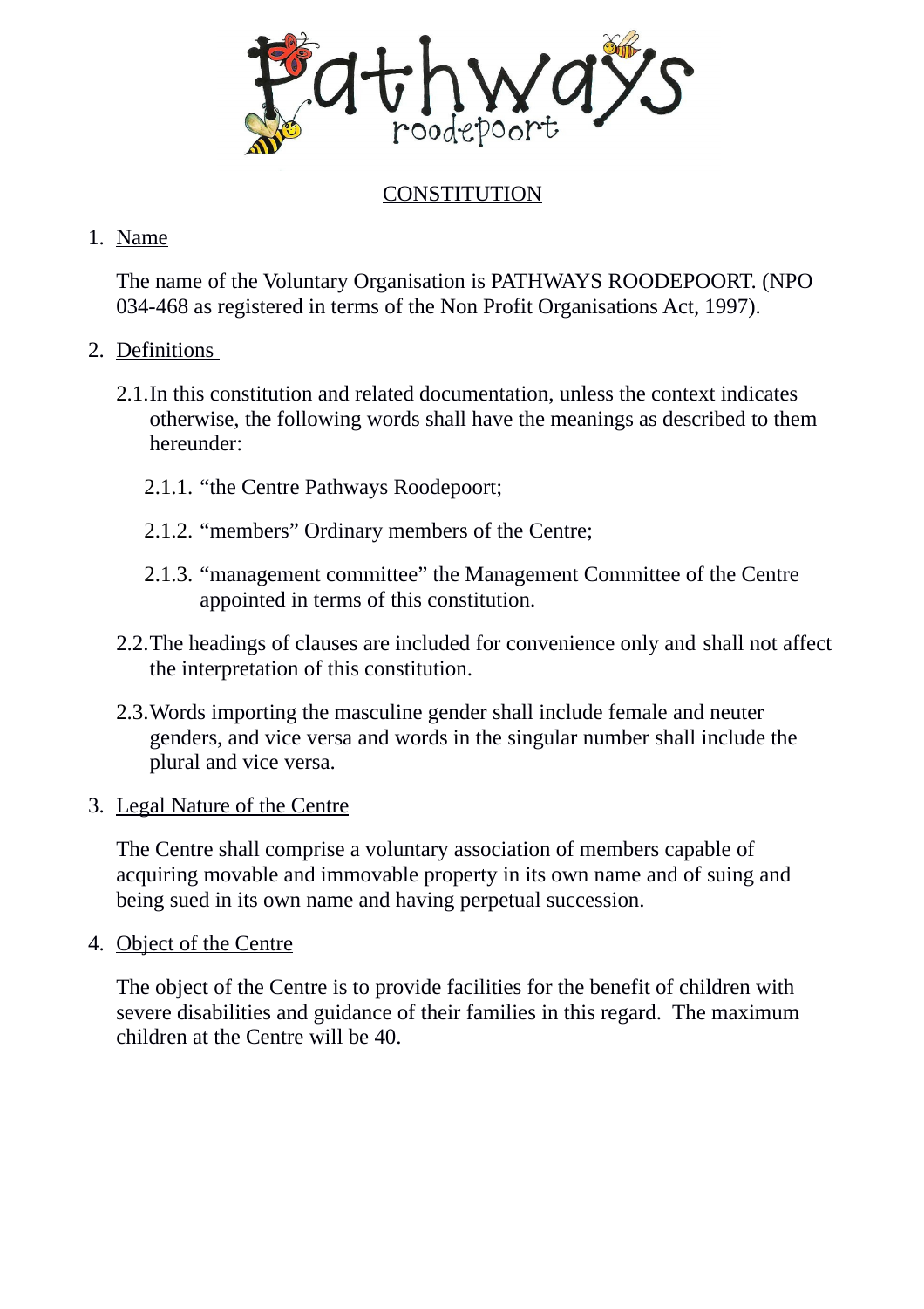Pathways roodepoort

# CONSTITUTION

1. Name

   The name of the Voluntary Organisation is PATHWAYS ROODEPOORT. (NPO 034-468 as registered in terms of the Non Profit Organisations Act, 1997).

2. Definitions

   2.1. In this constitution and related documentation, unless the context indicates otherwise, the following words shall have the meanings as described to them hereunder:

      2.1.1. “the Centre Pathways Roodepoort;

      2.1.2. “members” Ordinary members of the Centre;

      2.1.3. “management committee” the Management Committee of the Centre appointed in terms of this constitution.

   2.2. The headings of clauses are included for convenience only and shall not affect the interpretation of this constitution.

   2.3. Words importing the masculine gender shall include female and neuter genders, and vice versa and words in the singular number shall include the plural and vice versa.

3. Legal Nature of the Centre

   The Centre shall comprise a voluntary association of members capable of acquiring movable and immovable property in its own name and of suing and being sued in its own name and having perpetual succession.

4. Object of the Centre

   The object of the Centre is to provide facilities for the benefit of children with severe disabilities and guidance of their families in this regard. The maximum children at the Centre will be 40.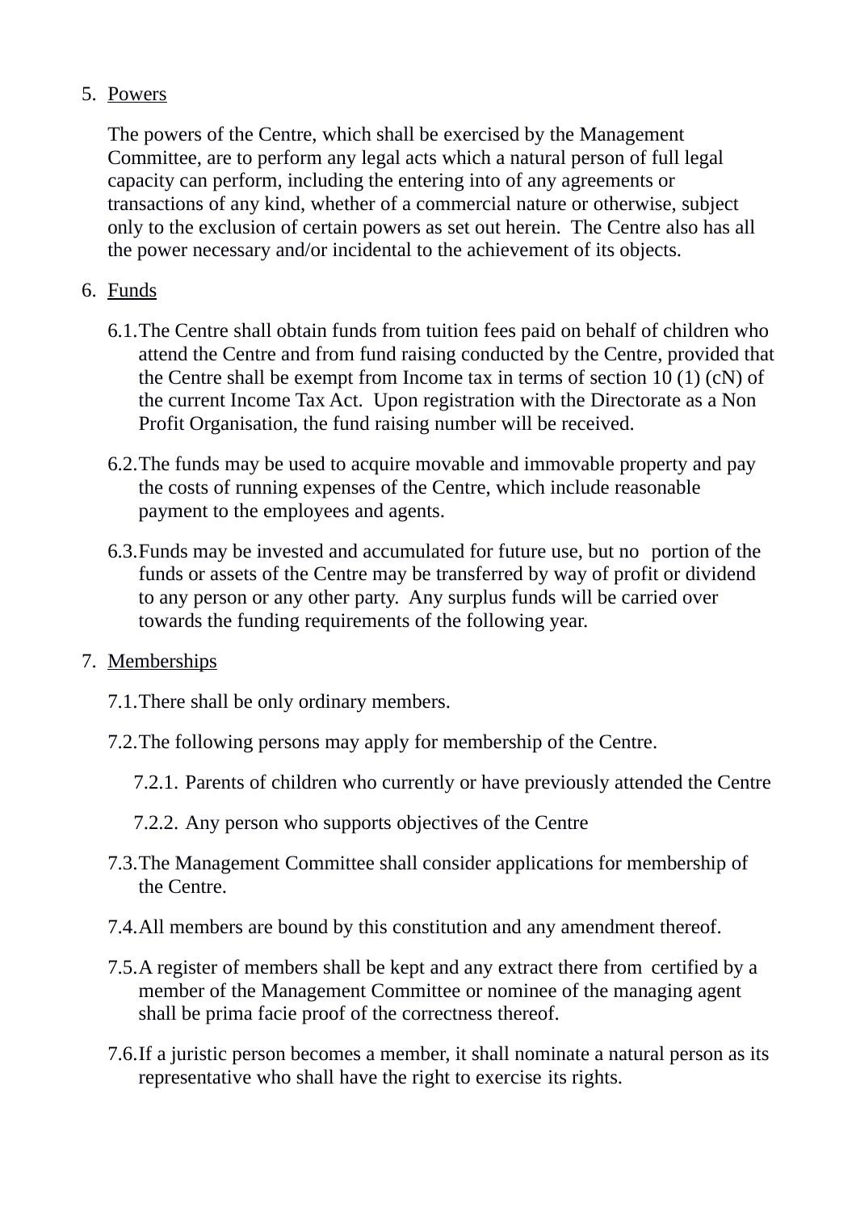5. Powers

   The powers of the Centre, which shall be exercised by the Management Committee, are to perform any legal acts which a natural person of full legal capacity can perform, including the entering into of any agreements or transactions of any kind, whether of a commercial nature or otherwise, subject only to the exclusion of certain powers as set out herein. The Centre also has all the power necessary and/or incidental to the achievement of its objects.

6. Funds

   6.1. The Centre shall obtain funds from tuition fees paid on behalf of children who attend the Centre and from fund raising conducted by the Centre, provided that the Centre shall be exempt from Income tax in terms of section 10 (1) (cN) of the current Income Tax Act. Upon registration with the Directorate as a Non Profit Organisation, the fund raising number will be received.

   6.2. The funds may be used to acquire movable and immovable property and pay the costs of running expenses of the Centre, which include reasonable payment to the employees and agents.

   6.3. Funds may be invested and accumulated for future use, but no portion of the funds or assets of the Centre may be transferred by way of profit or dividend to any person or any other party. Any surplus funds will be carried over towards the funding requirements of the following year.

7. Memberships

   7.1. There shall be only ordinary members.

   7.2. The following persons may apply for membership of the Centre.

      7.2.1. Parents of children who currently or have previously attended the Centre

      7.2.2. Any person who supports objectives of the Centre

   7.3. The Management Committee shall consider applications for membership of the Centre.

   7.4. All members are bound by this constitution and any amendment thereof.

   7.5. A register of members shall be kept and any extract there from certified by a member of the Management Committee or nominee of the managing agent shall be prima facie proof of the correctness thereof.

   7.6. If a juristic person becomes a member, it shall nominate a natural person as its representative who shall have the right to exercise its rights.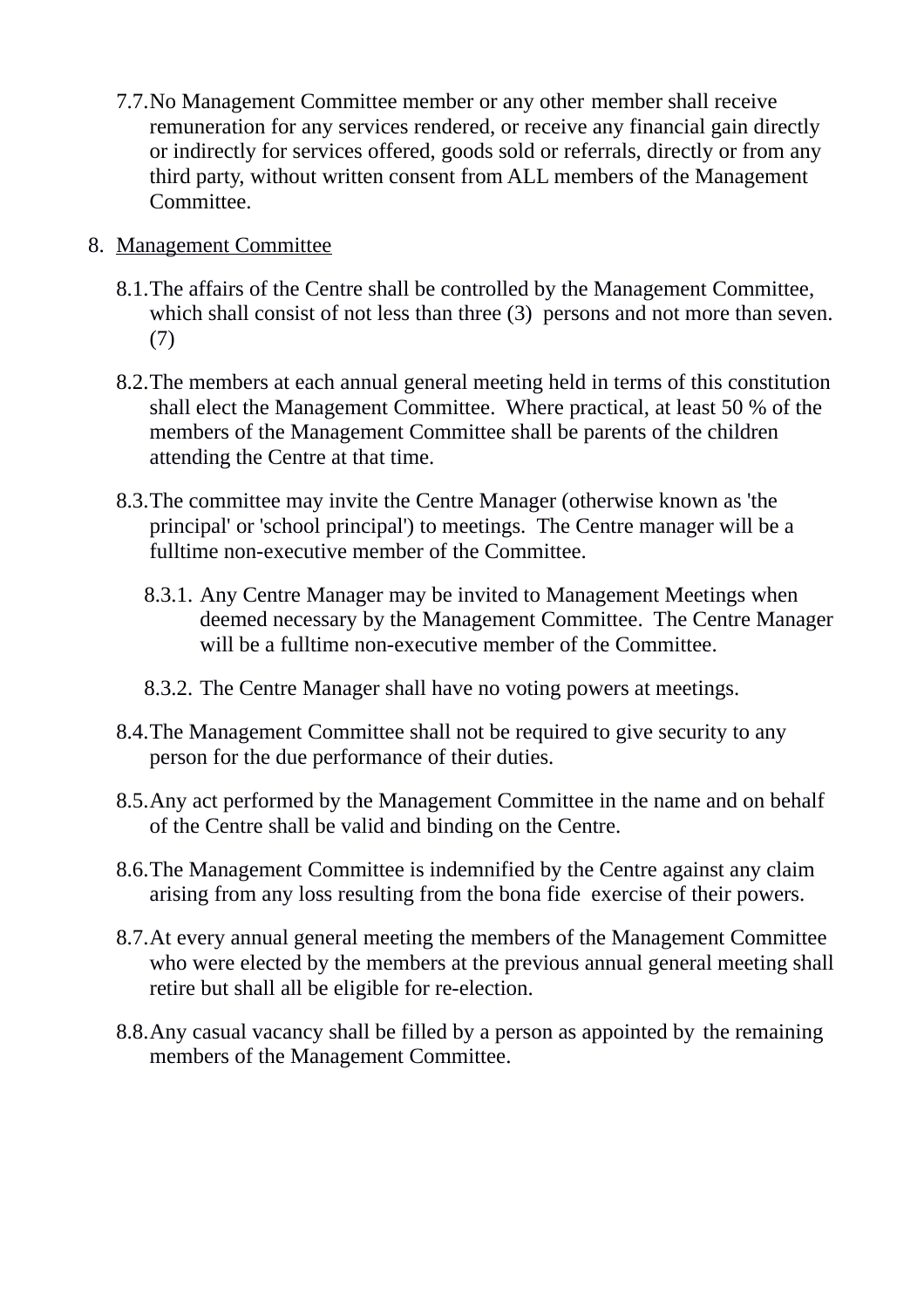7.7. No Management Committee member or any other member shall receive remuneration for any services rendered, or receive any financial gain directly or indirectly for services offered, goods sold or referrals, directly or from any third party, without written consent from ALL members of the Management Committee.

8. Management Committee

8.1. The affairs of the Centre shall be controlled by the Management Committee, which shall consist of not less than three (3) persons and not more than seven. (7)

8.2. The members at each annual general meeting held in terms of this constitution shall elect the Management Committee. Where practical, at least 50 % of the members of the Management Committee shall be parents of the children attending the Centre at that time.

8.3. The committee may invite the Centre Manager (otherwise known as 'the principal' or 'school principal') to meetings. The Centre manager will be a fulltime non-executive member of the Committee.

8.3.1. Any Centre Manager may be invited to Management Meetings when deemed necessary by the Management Committee. The Centre Manager will be a fulltime non-executive member of the Committee.

8.3.2. The Centre Manager shall have no voting powers at meetings.

8.4. The Management Committee shall not be required to give security to any person for the due performance of their duties.

8.5. Any act performed by the Management Committee in the name and on behalf of the Centre shall be valid and binding on the Centre.

8.6. The Management Committee is indemnified by the Centre against any claim arising from any loss resulting from the bona fide exercise of their powers.

8.7. At every annual general meeting the members of the Management Committee who were elected by the members at the previous annual general meeting shall retire but shall all be eligible for re-election.

8.8. Any casual vacancy shall be filled by a person as appointed by the remaining members of the Management Committee.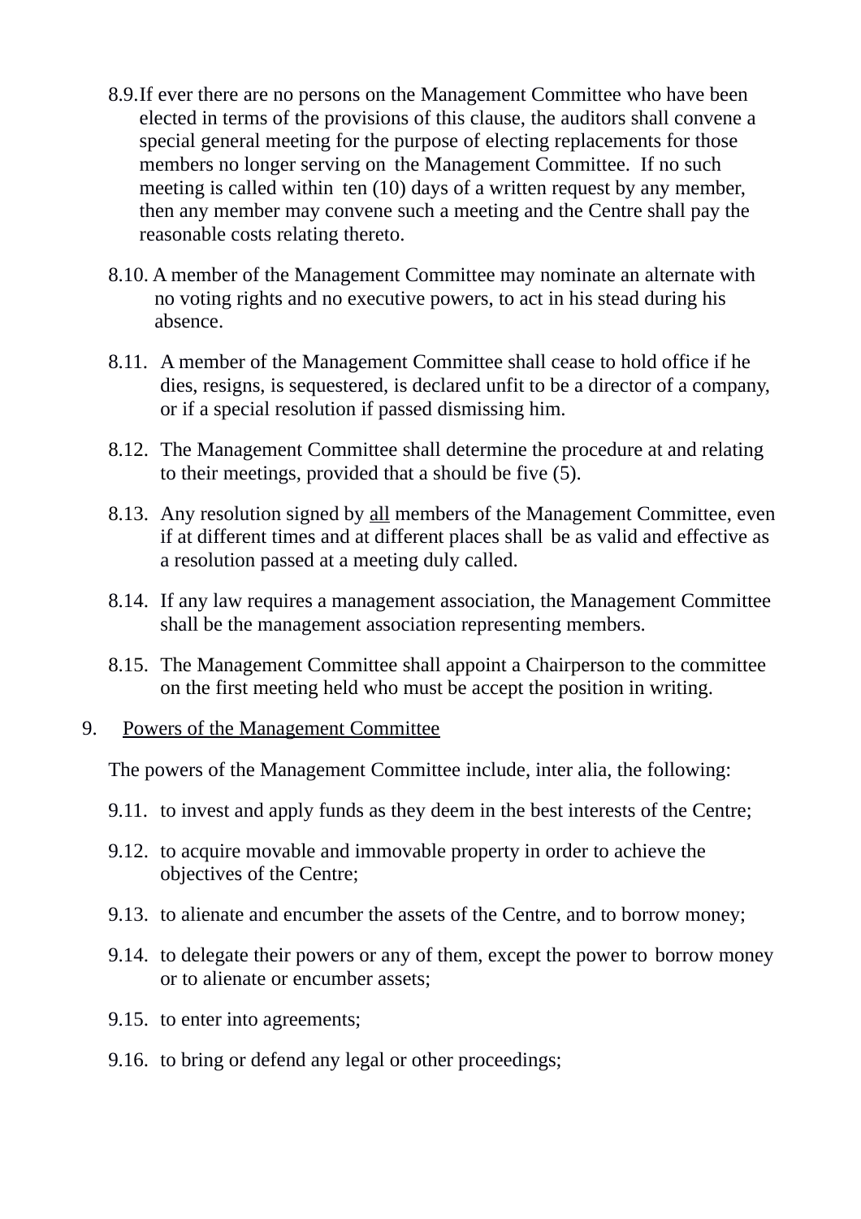8.9. If ever there are no persons on the Management Committee who have been elected in terms of the provisions of this clause, the auditors shall convene a special general meeting for the purpose of electing replacements for those members no longer serving on the Management Committee. If no such meeting is called within ten (10) days of a written request by any member, then any member may convene such a meeting and the Centre shall pay the reasonable costs relating thereto.

8.10. A member of the Management Committee may nominate an alternate with no voting rights and no executive powers, to act in his stead during his absence.

8.11. A member of the Management Committee shall cease to hold office if he dies, resigns, is sequestered, is declared unfit to be a director of a company, or if a special resolution if passed dismissing him.

8.12. The Management Committee shall determine the procedure at and relating to their meetings, provided that a should be five (5).

8.13. Any resolution signed by <u>all</u> members of the Management Committee, even if at different times and at different places shall be as valid and effective as a resolution passed at a meeting duly called.

8.14. If any law requires a management association, the Management Committee shall be the management association representing members.

8.15. The Management Committee shall appoint a Chairperson to the committee on the first meeting held who must be accept the position in writing.

9. <u>Powers of the Management Committee</u>

The powers of the Management Committee include, inter alia, the following:

9.11. to invest and apply funds as they deem in the best interests of the Centre;

9.12. to acquire movable and immovable property in order to achieve the objectives of the Centre;

9.13. to alienate and encumber the assets of the Centre, and to borrow money;

9.14. to delegate their powers or any of them, except the power to borrow money or to alienate or encumber assets;

9.15. to enter into agreements;

9.16. to bring or defend any legal or other proceedings;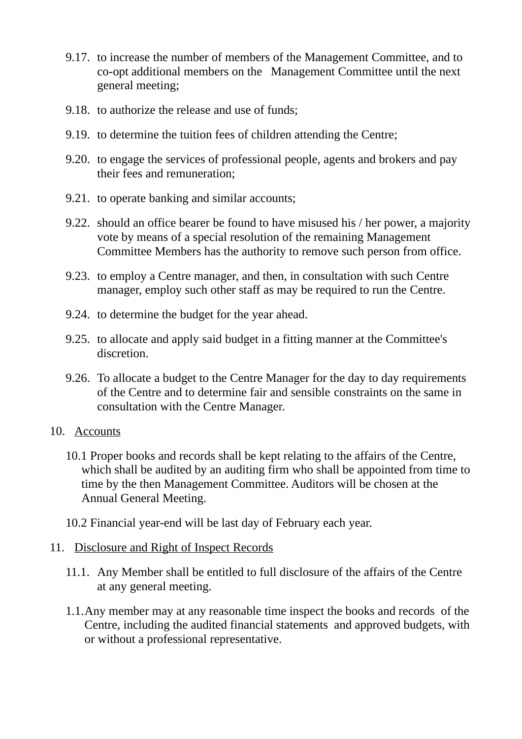9.17. to increase the number of members of the Management Committee, and to co-opt additional members on the Management Committee until the next general meeting;

9.18. to authorize the release and use of funds;

9.19. to determine the tuition fees of children attending the Centre;

9.20. to engage the services of professional people, agents and brokers and pay their fees and remuneration;

9.21. to operate banking and similar accounts;

9.22. should an office bearer be found to have misused his / her power, a majority vote by means of a special resolution of the remaining Management Committee Members has the authority to remove such person from office.

9.23. to employ a Centre manager, and then, in consultation with such Centre manager, employ such other staff as may be required to run the Centre.

9.24. to determine the budget for the year ahead.

9.25. to allocate and apply said budget in a fitting manner at the Committee's discretion.

9.26. To allocate a budget to the Centre Manager for the day to day requirements of the Centre and to determine fair and sensible constraints on the same in consultation with the Centre Manager.

10. <u>Accounts</u>

10.1 Proper books and records shall be kept relating to the affairs of the Centre, which shall be audited by an auditing firm who shall be appointed from time to time by the then Management Committee. Auditors will be chosen at the Annual General Meeting.

10.2 Financial year-end will be last day of February each year.

11. <u>Disclosure and Right of Inspect Records</u>

11.1. Any Member shall be entitled to full disclosure of the affairs of the Centre at any general meeting.

1.1. Any member may at any reasonable time inspect the books and records of the Centre, including the audited financial statements and approved budgets, with or without a professional representative.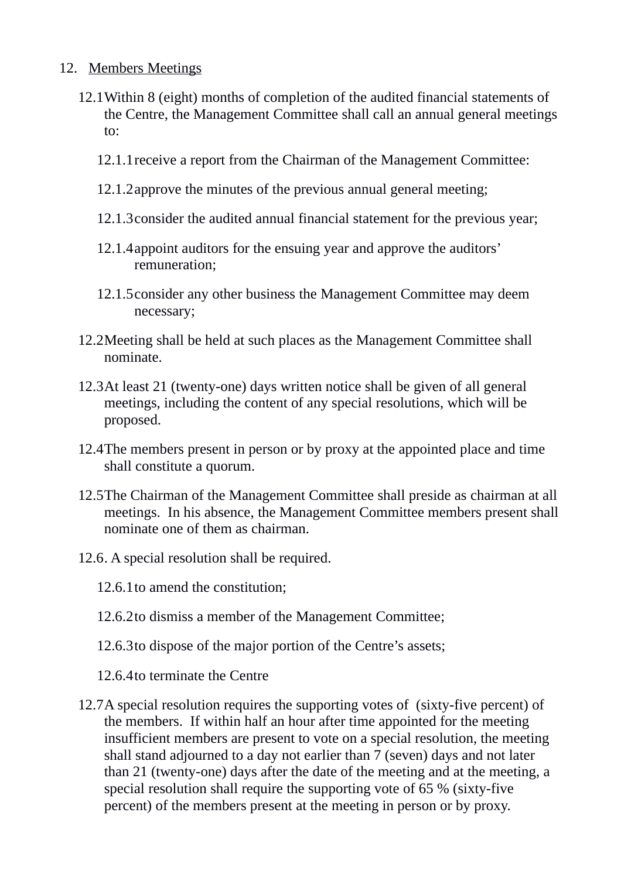12. <u>Members Meetings</u>

12.1 Within 8 (eight) months of completion of the audited financial statements of the Centre, the Management Committee shall call an annual general meetings to:

12.1.1 receive a report from the Chairman of the Management Committee:

12.1.2 approve the minutes of the previous annual general meeting;

12.1.3 consider the audited annual financial statement for the previous year;

12.1.4 appoint auditors for the ensuing year and approve the auditors' remuneration;

12.1.5 consider any other business the Management Committee may deem necessary;

12.2 Meeting shall be held at such places as the Management Committee shall nominate.

12.3 At least 21 (twenty-one) days written notice shall be given of all general meetings, including the content of any special resolutions, which will be proposed.

12.4 The members present in person or by proxy at the appointed place and time shall constitute a quorum.

12.5 The Chairman of the Management Committee shall preside as chairman at all meetings. In his absence, the Management Committee members present shall nominate one of them as chairman.

12.6. A special resolution shall be required.

12.6.1 to amend the constitution;

12.6.2 to dismiss a member of the Management Committee;

12.6.3 to dispose of the major portion of the Centre's assets;

12.6.4 to terminate the Centre

12.7 A special resolution requires the supporting votes of (sixty-five percent) of the members. If within half an hour after time appointed for the meeting insufficient members are present to vote on a special resolution, the meeting shall stand adjourned to a day not earlier than 7 (seven) days and not later than 21 (twenty-one) days after the date of the meeting and at the meeting, a special resolution shall require the supporting vote of 65 % (sixty-five percent) of the members present at the meeting in person or by proxy.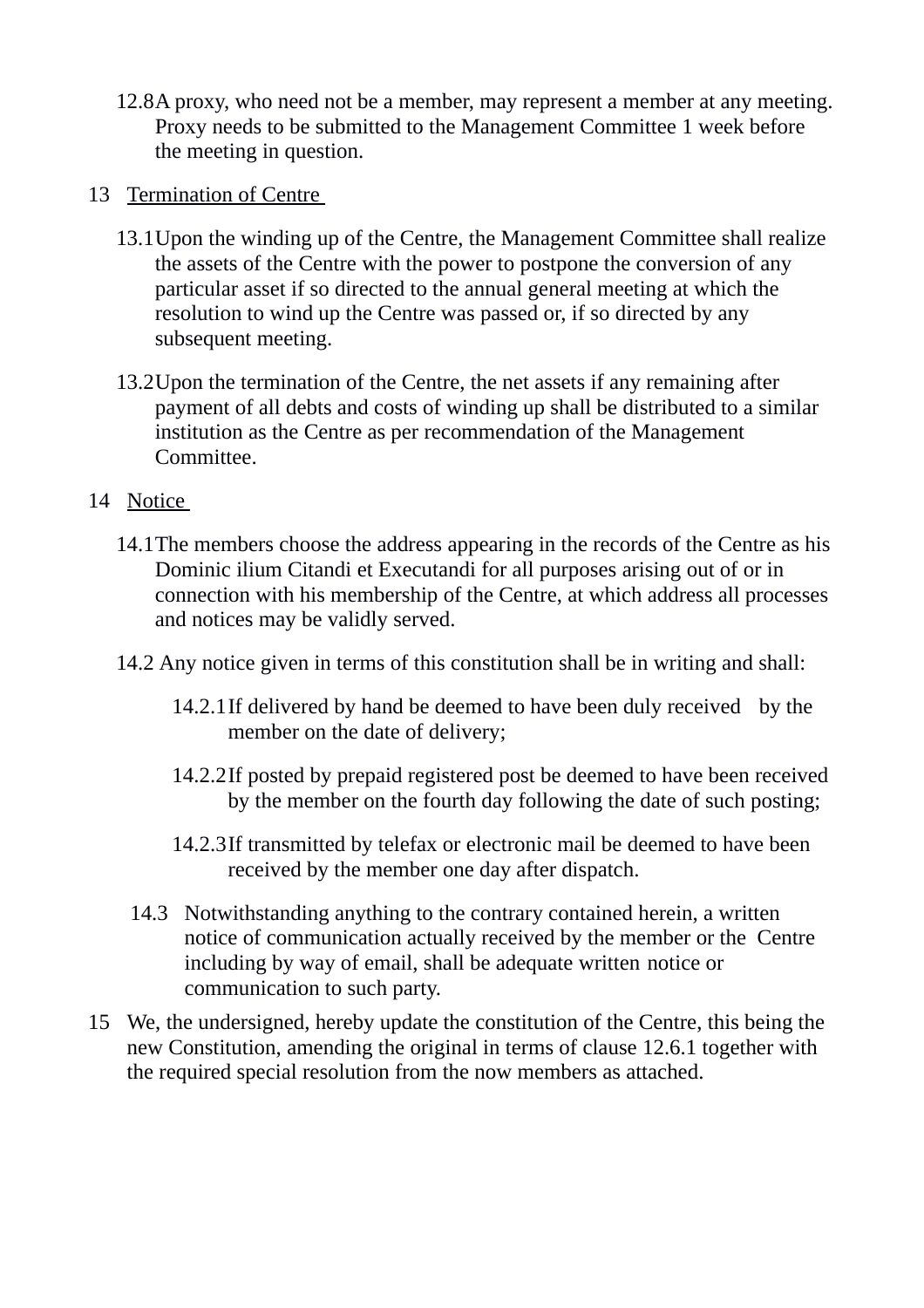12.8 A proxy, who need not be a member, may represent a member at any meeting. Proxy needs to be submitted to the Management Committee 1 week before the meeting in question.

13 <u>Termination of Centre</u>

13.1 Upon the winding up of the Centre, the Management Committee shall realize the assets of the Centre with the power to postpone the conversion of any particular asset if so directed to the annual general meeting at which the resolution to wind up the Centre was passed or, if so directed by any subsequent meeting.

13.2 Upon the termination of the Centre, the net assets if any remaining after payment of all debts and costs of winding up shall be distributed to a similar institution as the Centre as per recommendation of the Management Committee.

14 <u>Notice</u>

14.1 The members choose the address appearing in the records of the Centre as his Dominic ilium Citandi et Executandi for all purposes arising out of or in connection with his membership of the Centre, at which address all processes and notices may be validly served.

14.2 Any notice given in terms of this constitution shall be in writing and shall:

14.2.1 If delivered by hand be deemed to have been duly received by the member on the date of delivery;

14.2.2 If posted by prepaid registered post be deemed to have been received by the member on the fourth day following the date of such posting;

14.2.3 If transmitted by telefax or electronic mail be deemed to have been received by the member one day after dispatch.

14.3 Notwithstanding anything to the contrary contained herein, a written notice of communication actually received by the member or the Centre including by way of email, shall be adequate written notice or communication to such party.

15 We, the undersigned, hereby update the constitution of the Centre, this being the new Constitution, amending the original in terms of clause 12.6.1 together with the required special resolution from the now members as attached.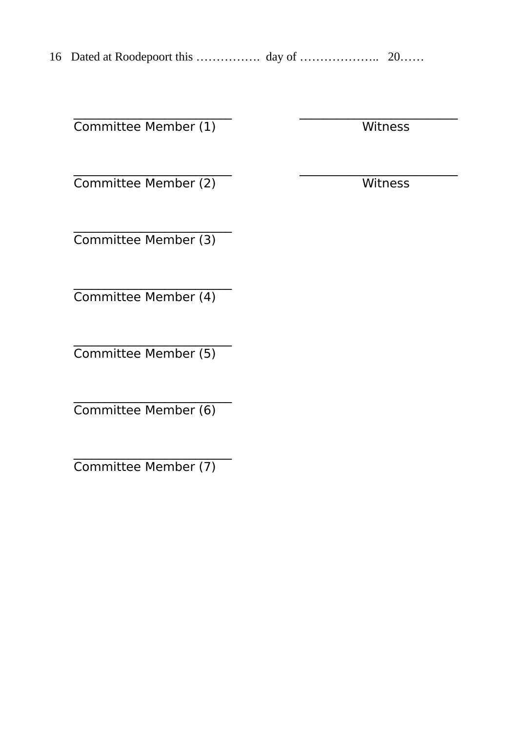16 Dated at Roodepoort this ……………. day of ……………….. 20……

| | |
|---|---|
| ______________________ | ______________________ |
| Committee Member (1) | Witness |
| ______________________ | ______________________ |
| Committee Member (2) | Witness |
| ______________________ | |
| Committee Member (3) | |
| ______________________ | |
| Committee Member (4) | |
| ______________________ | |
| Committee Member (5) | |
| ______________________ | |
| Committee Member (6) | |
| ______________________ | |
| Committee Member (7) | |